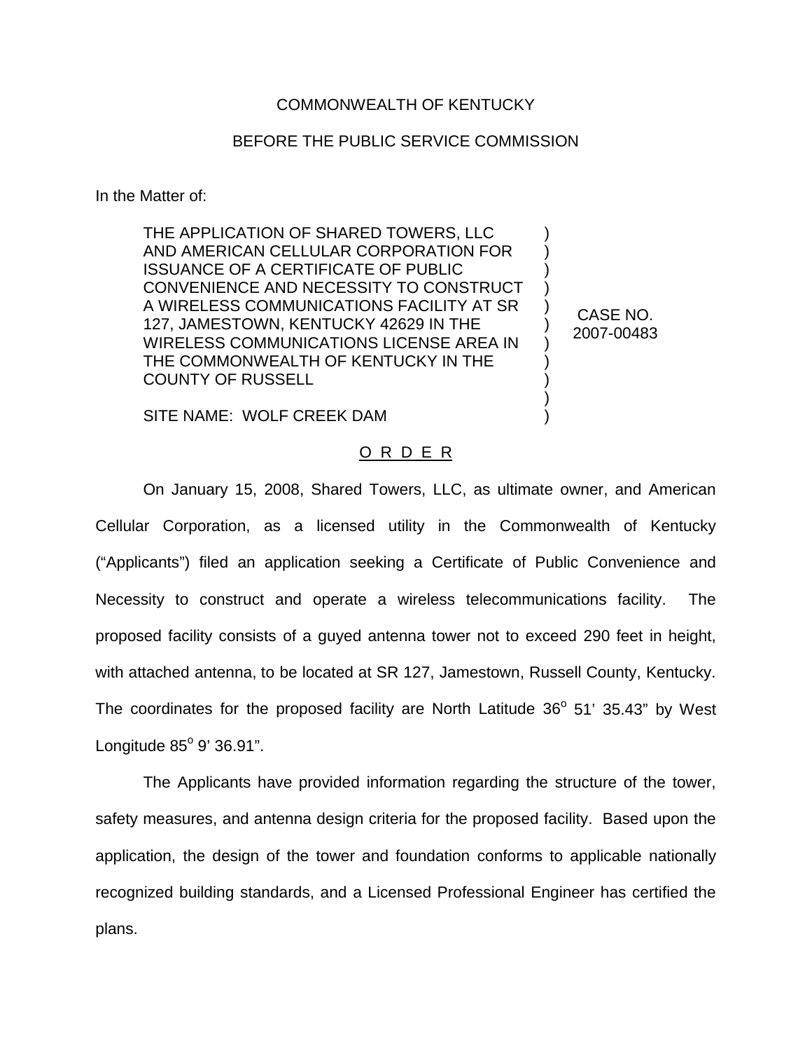COMMONWEALTH OF KENTUCKY

BEFORE THE PUBLIC SERVICE COMMISSION

In the Matter of:

| | | |
|---|---|---|
| THE APPLICATION OF SHARED TOWERS, LLC AND AMERICAN CELLULAR CORPORATION FOR ISSUANCE OF A CERTIFICATE OF PUBLIC CONVENIENCE AND NECESSITY TO CONSTRUCT A WIRELESS COMMUNICATIONS FACILITY AT SR 127, JAMESTOWN, KENTUCKY 42629 IN THE WIRELESS COMMUNICATIONS LICENSE AREA IN THE COMMONWEALTH OF KENTUCKY IN THE COUNTY OF RUSSELL<br><br>SITE NAME: WOLF CREEK DAM | ) | CASE NO. 2007-00483 |

O R D E R

On January 15, 2008, Shared Towers, LLC, as ultimate owner, and American Cellular Corporation, as a licensed utility in the Commonwealth of Kentucky ("Applicants") filed an application seeking a Certificate of Public Convenience and Necessity to construct and operate a wireless telecommunications facility. The proposed facility consists of a guyed antenna tower not to exceed 290 feet in height, with attached antenna, to be located at SR 127, Jamestown, Russell County, Kentucky. The coordinates for the proposed facility are North Latitude 36° 51' 35.43" by West Longitude 85° 9' 36.91".

The Applicants have provided information regarding the structure of the tower, safety measures, and antenna design criteria for the proposed facility. Based upon the application, the design of the tower and foundation conforms to applicable nationally recognized building standards, and a Licensed Professional Engineer has certified the plans.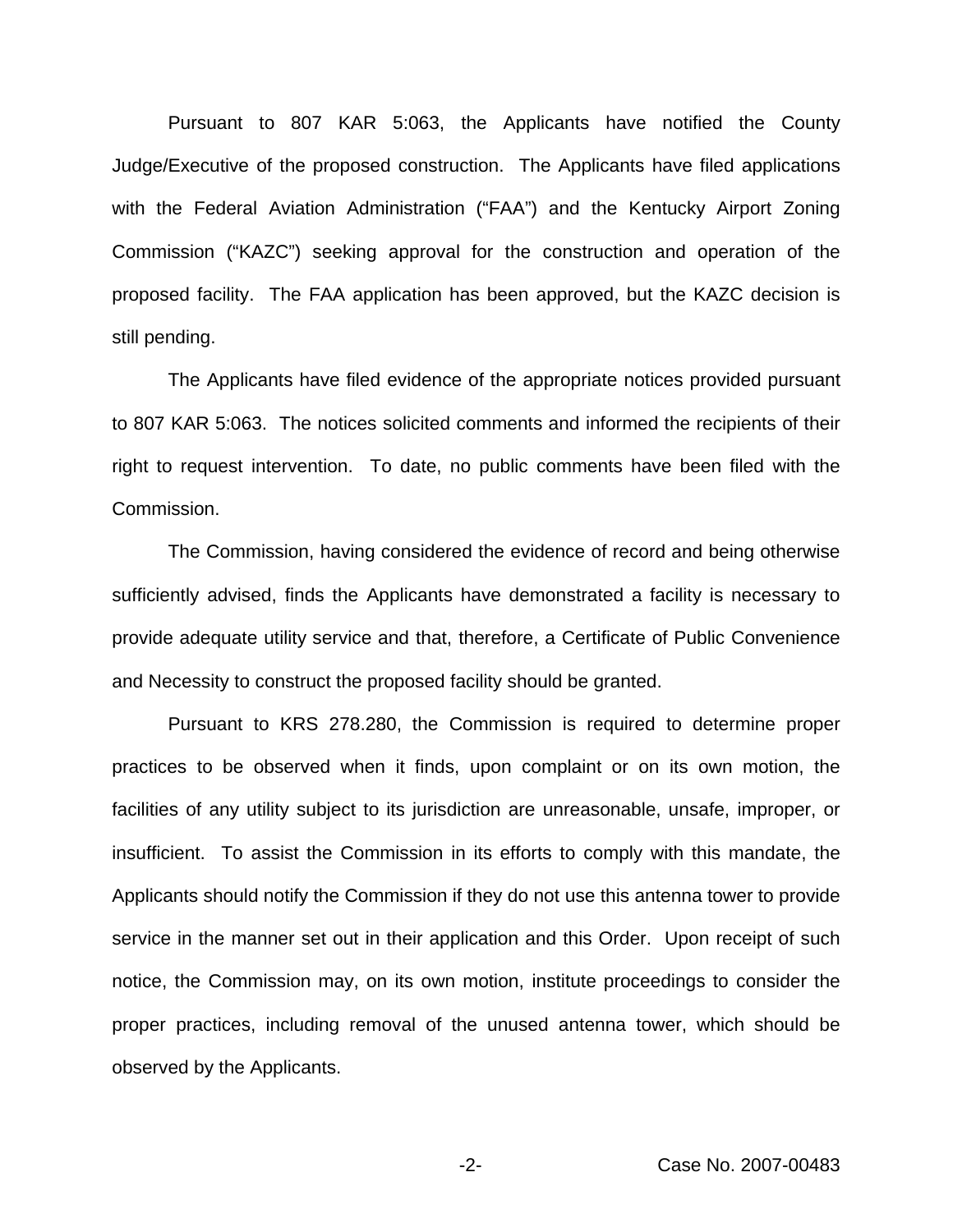Pursuant to 807 KAR 5:063, the Applicants have notified the County Judge/Executive of the proposed construction. The Applicants have filed applications with the Federal Aviation Administration ("FAA") and the Kentucky Airport Zoning Commission ("KAZC") seeking approval for the construction and operation of the proposed facility. The FAA application has been approved, but the KAZC decision is still pending.

The Applicants have filed evidence of the appropriate notices provided pursuant to 807 KAR 5:063. The notices solicited comments and informed the recipients of their right to request intervention. To date, no public comments have been filed with the Commission.

The Commission, having considered the evidence of record and being otherwise sufficiently advised, finds the Applicants have demonstrated a facility is necessary to provide adequate utility service and that, therefore, a Certificate of Public Convenience and Necessity to construct the proposed facility should be granted.

Pursuant to KRS 278.280, the Commission is required to determine proper practices to be observed when it finds, upon complaint or on its own motion, the facilities of any utility subject to its jurisdiction are unreasonable, unsafe, improper, or insufficient. To assist the Commission in its efforts to comply with this mandate, the Applicants should notify the Commission if they do not use this antenna tower to provide service in the manner set out in their application and this Order. Upon receipt of such notice, the Commission may, on its own motion, institute proceedings to consider the proper practices, including removal of the unused antenna tower, which should be observed by the Applicants.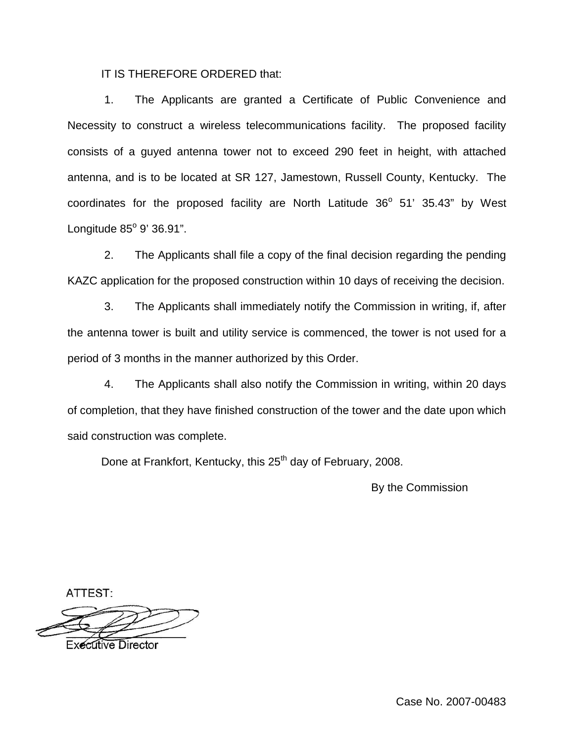IT IS THEREFORE ORDERED that:

1. The Applicants are granted a Certificate of Public Convenience and Necessity to construct a wireless telecommunications facility. The proposed facility consists of a guyed antenna tower not to exceed 290 feet in height, with attached antenna, and is to be located at SR 127, Jamestown, Russell County, Kentucky. The coordinates for the proposed facility are North Latitude 36° 51' 35.43" by West Longitude 85° 9' 36.91".

2. The Applicants shall file a copy of the final decision regarding the pending KAZC application for the proposed construction within 10 days of receiving the decision.

3. The Applicants shall immediately notify the Commission in writing, if, after the antenna tower is built and utility service is commenced, the tower is not used for a period of 3 months in the manner authorized by this Order.

4. The Applicants shall also notify the Commission in writing, within 20 days of completion, that they have finished construction of the tower and the date upon which said construction was complete.

Done at Frankfort, Kentucky, this 25th day of February, 2008.

By the Commission

ATTEST:

Executive Director

Case No. 2007-00483